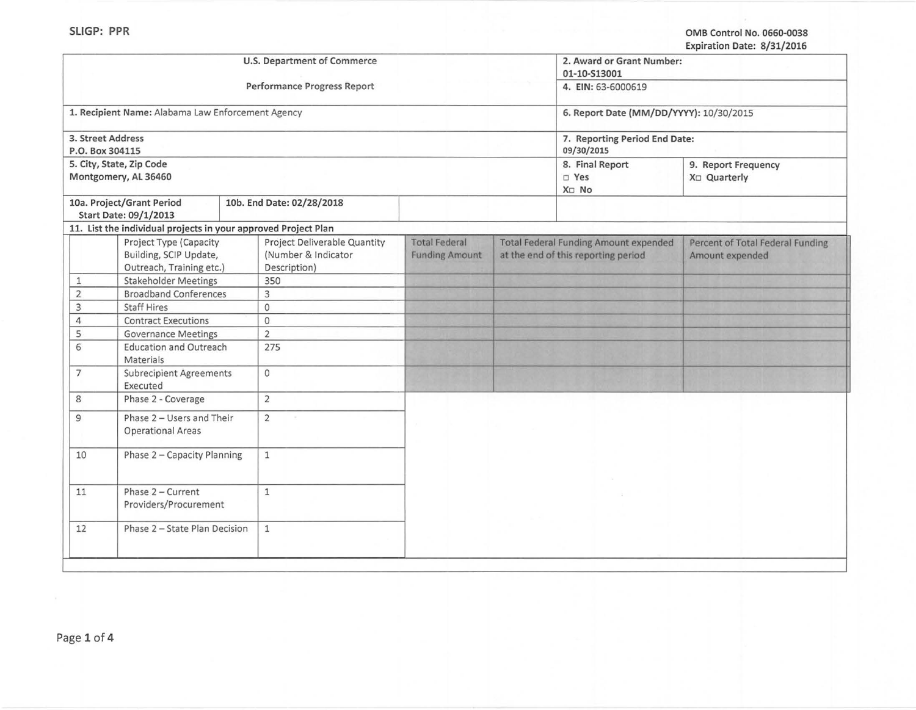SLIGP: PPR

OMB Control No. 0660-0038
Expiration Date: 8/31/2016

| U.S. Department of Commerce<br>Performance Progress Report | 2. Award or Grant Number: 01-10-S13001<br>4. EIN: 63-6000619 |
|---|---|
| 1. Recipient Name: Alabama Law Enforcement Agency | 6. Report Date (MM/DD/YYYY): 10/30/2015 |
| 3. Street Address<br>P.O. Box 304115 | 7. Reporting Period End Date: 09/30/2015 |
| 5. City, State, Zip Code<br>Montgomery, AL 36460 | 8. Final Report ☐ Yes X☐ No / 9. Report Frequency X☐ Quarterly |
| 10a. Project/Grant Period Start Date: 09/1/2013 / 10b. End Date: 02/28/2018 | |

11. List the individual projects in your approved Project Plan

| | Project Type (Capacity Building, SCIP Update, Outreach, Training etc.) | Project Deliverable Quantity (Number & Indicator Description) | Total Federal Funding Amount | Total Federal Funding Amount expended at the end of this reporting period | Percent of Total Federal Funding Amount expended |
|---|---|---|---|---|---|
| 1 | Stakeholder Meetings | 350 | | | |
| 2 | Broadband Conferences | 3 | | | |
| 3 | Staff Hires | 0 | | | |
| 4 | Contract Executions | 0 | | | |
| 5 | Governance Meetings | 2 | | | |
| 6 | Education and Outreach Materials | 275 | | | |
| 7 | Subrecipient Agreements Executed | 0 | | | |
| 8 | Phase 2 - Coverage | 2 | | | |
| 9 | Phase 2 – Users and Their Operational Areas | 2 | | | |
| 10 | Phase 2 – Capacity Planning | 1 | | | |
| 11 | Phase 2 – Current Providers/Procurement | 1 | | | |
| 12 | Phase 2 – State Plan Decision | 1 | | | |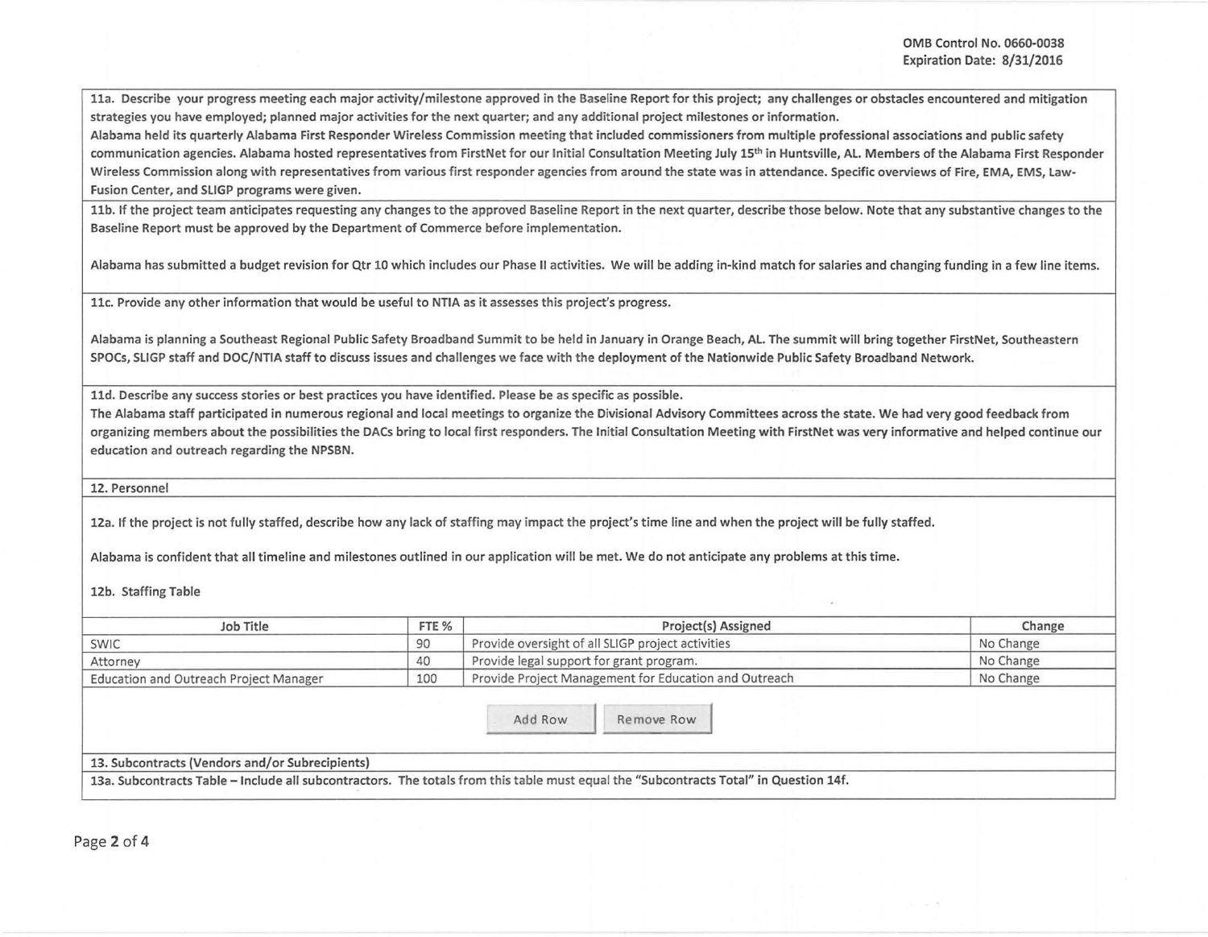OMB Control No. 0660-0038
Expiration Date: 8/31/2016

**11a. Describe your progress meeting each major activity/milestone approved in the Baseline Report for this project; any challenges or obstacles encountered and mitigation strategies you have employed; planned major activities for the next quarter; and any additional project milestones or information.**

Alabama held its quarterly Alabama First Responder Wireless Commission meeting that included commissioners from multiple professional associations and public safety communication agencies. Alabama hosted representatives from FirstNet for our Initial Consultation Meeting July 15th in Huntsville, AL. Members of the Alabama First Responder Wireless Commission along with representatives from various first responder agencies from around the state was in attendance. Specific overviews of Fire, EMA, EMS, Law-Fusion Center, and SLIGP programs were given.

**11b. If the project team anticipates requesting any changes to the approved Baseline Report in the next quarter, describe those below. Note that any substantive changes to the Baseline Report must be approved by the Department of Commerce before implementation.**

Alabama has submitted a budget revision for Qtr 10 which includes our Phase II activities. We will be adding in-kind match for salaries and changing funding in a few line items.

**11c. Provide any other information that would be useful to NTIA as it assesses this project's progress.**

Alabama is planning a Southeast Regional Public Safety Broadband Summit to be held in January in Orange Beach, AL. The summit will bring together FirstNet, Southeastern SPOCs, SLIGP staff and DOC/NTIA staff to discuss issues and challenges we face with the deployment of the Nationwide Public Safety Broadband Network.

**11d. Describe any success stories or best practices you have identified. Please be as specific as possible.**

The Alabama staff participated in numerous regional and local meetings to organize the Divisional Advisory Committees across the state. We had very good feedback from organizing members about the possibilities the DACs bring to local first responders. The Initial Consultation Meeting with FirstNet was very informative and helped continue our education and outreach regarding the NPSBN.

## 12. Personnel

**12a. If the project is not fully staffed, describe how any lack of staffing may impact the project's time line and when the project will be fully staffed.**

Alabama is confident that all timeline and milestones outlined in our application will be met. We do not anticipate any problems at this time.

**12b. Staffing Table**

| Job Title | FTE % | Project(s) Assigned | Change |
|---|---|---|---|
| SWIC | 90 | Provide oversight of all SLIGP project activities | No Change |
| Attorney | 40 | Provide legal support for grant program. | No Change |
| Education and Outreach Project Manager | 100 | Provide Project Management for Education and Outreach | No Change |

## 13. Subcontracts (Vendors and/or Subrecipients)

**13a. Subcontracts Table – Include all subcontractors. The totals from this table must equal the "Subcontracts Total" in Question 14f.**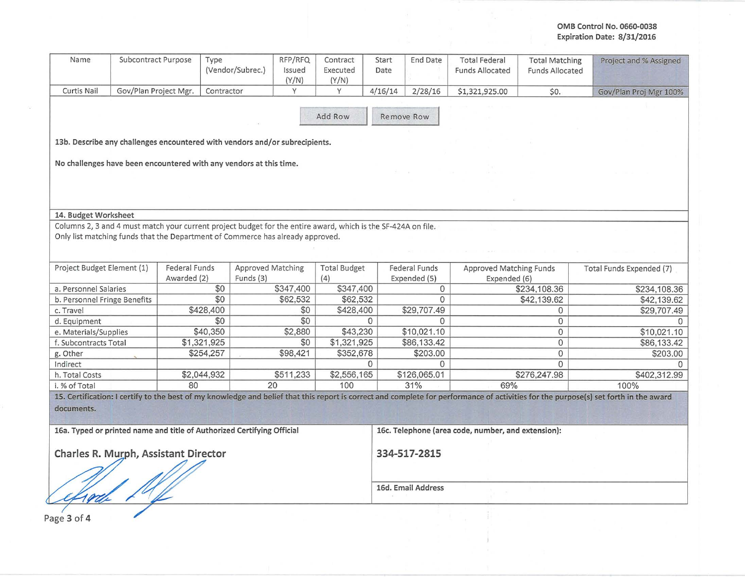OMB Control No. 0660-0038
Expiration Date: 8/31/2016

| Name | Subcontract Purpose | Type (Vendor/Subrec.) | RFP/RFQ Issued (Y/N) | Contract Executed (Y/N) | Start Date | End Date | Total Federal Funds Allocated | Total Matching Funds Allocated | Project and % Assigned |
|---|---|---|---|---|---|---|---|---|---|
| Curtis Nail | Gov/Plan Project Mgr. | Contractor | Y | Y | 4/16/14 | 2/28/16 | $1,321,925.00 | $0. | Gov/Plan Proj Mgr 100% |

Add Row Remove Row

**13b. Describe any challenges encountered with vendors and/or subrecipients.**

**No challenges have been encountered with any vendors at this time.**

**14. Budget Worksheet**

Columns 2, 3 and 4 must match your current project budget for the entire award, which is the SF-424A on file.
Only list matching funds that the Department of Commerce has already approved.

| Project Budget Element (1) | Federal Funds Awarded (2) | Approved Matching Funds (3) | Total Budget (4) | Federal Funds Expended (5) | Approved Matching Funds Expended (6) | Total Funds Expended (7) |
|---|---|---|---|---|---|---|
| a. Personnel Salaries | $0 | $347,400 | $347,400 | 0 | $234,108.36 | $234,108.36 |
| b. Personnel Fringe Benefits | $0 | $62,532 | $62,532 | 0 | $42,139.62 | $42,139.62 |
| c. Travel | $428,400 | $0 | $428,400 | $29,707.49 | 0 | $29,707.49 |
| d. Equipment | $0 | $0 | 0 | 0 | 0 | 0 |
| e. Materials/Supplies | $40,350 | $2,880 | $43,230 | $10,021.10 | 0 | $10,021.10 |
| f. Subcontracts Total | $1,321,925 | $0 | $1,321,925 | $86,133.42 | 0 | $86,133.42 |
| g. Other | $254,257 | $98,421 | $352,678 | $203.00 | 0 | $203.00 |
| Indirect | | | 0 | 0 | 0 | 0 |
| h. Total Costs | $2,044,932 | $511,233 | $2,556,165 | $126,065.01 | $276,247.98 | $402,312.99 |
| i. % of Total | 80 | 20 | 100 | 31% | 69% | 100% |

**15. Certification: I certify to the best of my knowledge and belief that this report is correct and complete for performance of activities for the purpose(s) set forth in the award documents.**

**16a. Typed or printed name and title of Authorized Certifying Official**

**Charles R. Murph, Assistant Director**

**16c. Telephone (area code, number, and extension):**

**334-517-2815**

**16d. Email Address**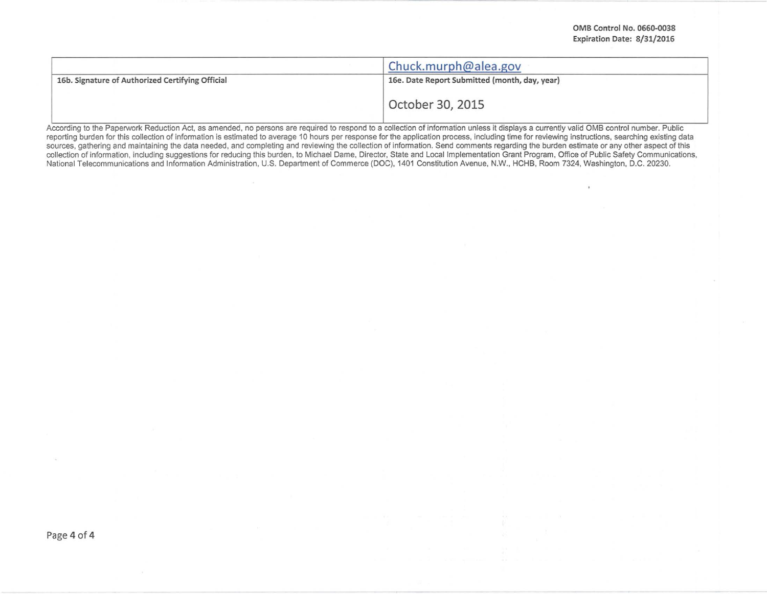OMB Control No. 0660-0038
Expiration Date: 8/31/2016

| | |
|---|---|
| | Chuck.murph@alea.gov |
| **16b. Signature of Authorized Certifying Official** | **16e. Date Report Submitted (month, day, year)**<br><br>October 30, 2015 |

According to the Paperwork Reduction Act, as amended, no persons are required to respond to a collection of information unless it displays a currently valid OMB control number. Public reporting burden for this collection of information is estimated to average 10 hours per response for the application process, including time for reviewing instructions, searching existing data sources, gathering and maintaining the data needed, and completing and reviewing the collection of information. Send comments regarding the burden estimate or any other aspect of this collection of information, including suggestions for reducing this burden, to Michael Dame, Director, State and Local Implementation Grant Program, Office of Public Safety Communications, National Telecommunications and Information Administration, U.S. Department of Commerce (DOC), 1401 Constitution Avenue, N.W., HCHB, Room 7324, Washington, D.C. 20230.